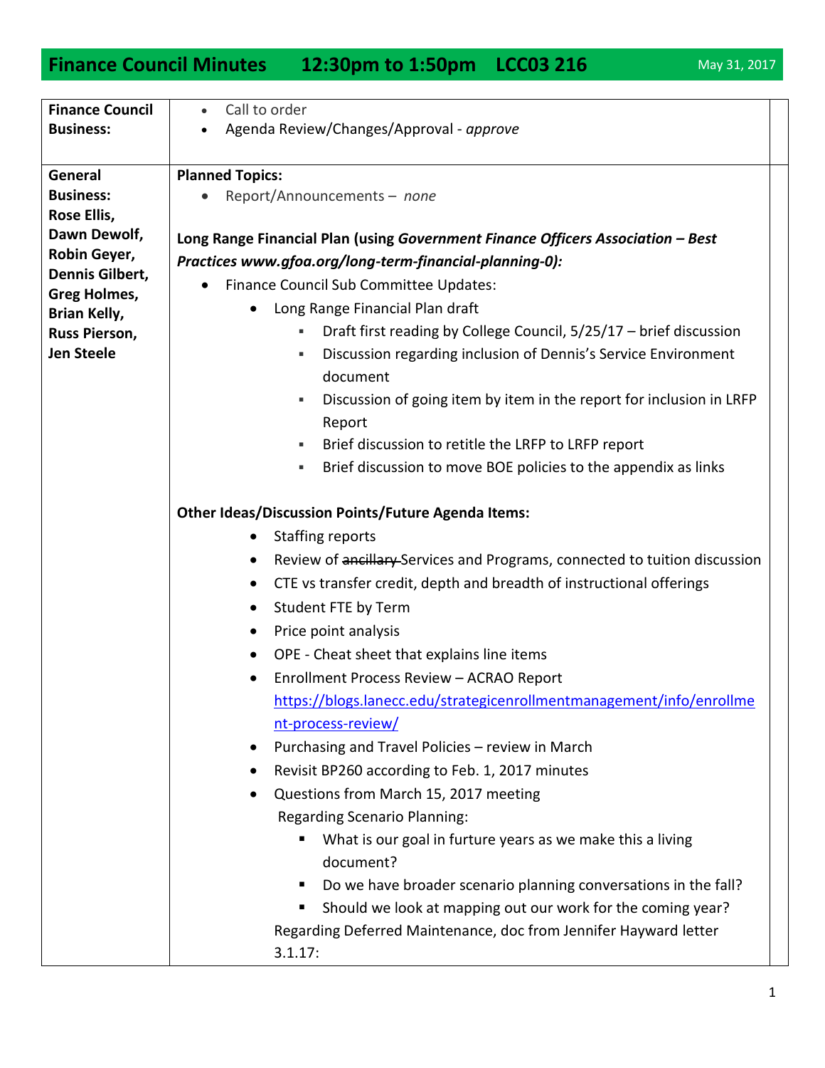# Finance Council Minutes 12:30pm to 1:50pm LCC03 216

May 31, 2017

| | |
|---|---|
| **Finance Council Business:** | • Call to order<br>• Agenda Review/Changes/Approval - *approve* |
| **General Business:**<br>**Rose Ellis, Dawn Dewolf, Robin Geyer, Dennis Gilbert, Greg Holmes, Brian Kelly, Russ Pierson, Jen Steele** | **Planned Topics:**<br>• Report/Announcements – *none*<br><br>**Long Range Financial Plan (using *Government Finance Officers Association – Best Practices www.gfoa.org/long-term-financial-planning-0):***<br>• Finance Council Sub Committee Updates:<br>&nbsp;&nbsp;&nbsp;&nbsp;• Long Range Financial Plan draft<br>&nbsp;&nbsp;&nbsp;&nbsp;&nbsp;&nbsp;&nbsp;&nbsp;▪ Draft first reading by College Council, 5/25/17 – brief discussion<br>&nbsp;&nbsp;&nbsp;&nbsp;&nbsp;&nbsp;&nbsp;&nbsp;▪ Discussion regarding inclusion of Dennis's Service Environment document<br>&nbsp;&nbsp;&nbsp;&nbsp;&nbsp;&nbsp;&nbsp;&nbsp;▪ Discussion of going item by item in the report for inclusion in LRFP Report<br>&nbsp;&nbsp;&nbsp;&nbsp;&nbsp;&nbsp;&nbsp;&nbsp;▪ Brief discussion to retitle the LRFP to LRFP report<br>&nbsp;&nbsp;&nbsp;&nbsp;&nbsp;&nbsp;&nbsp;&nbsp;▪ Brief discussion to move BOE policies to the appendix as links<br><br>**Other Ideas/Discussion Points/Future Agenda Items:**<br>&nbsp;&nbsp;&nbsp;&nbsp;• Staffing reports<br>&nbsp;&nbsp;&nbsp;&nbsp;• Review of ~~ancillary~~ Services and Programs, connected to tuition discussion<br>&nbsp;&nbsp;&nbsp;&nbsp;• CTE vs transfer credit, depth and breadth of instructional offerings<br>&nbsp;&nbsp;&nbsp;&nbsp;• Student FTE by Term<br>&nbsp;&nbsp;&nbsp;&nbsp;• Price point analysis<br>&nbsp;&nbsp;&nbsp;&nbsp;• OPE - Cheat sheet that explains line items<br>&nbsp;&nbsp;&nbsp;&nbsp;• Enrollment Process Review – ACRAO Report https://blogs.lanecc.edu/strategicenrollmentmanagement/info/enrollment-process-review/<br>&nbsp;&nbsp;&nbsp;&nbsp;• Purchasing and Travel Policies – review in March<br>&nbsp;&nbsp;&nbsp;&nbsp;• Revisit BP260 according to Feb. 1, 2017 minutes<br>&nbsp;&nbsp;&nbsp;&nbsp;• Questions from March 15, 2017 meeting<br>&nbsp;&nbsp;&nbsp;&nbsp;&nbsp;&nbsp;Regarding Scenario Planning:<br>&nbsp;&nbsp;&nbsp;&nbsp;&nbsp;&nbsp;&nbsp;&nbsp;▪ What is our goal in furture years as we make this a living document?<br>&nbsp;&nbsp;&nbsp;&nbsp;&nbsp;&nbsp;&nbsp;&nbsp;▪ Do we have broader scenario planning conversations in the fall?<br>&nbsp;&nbsp;&nbsp;&nbsp;&nbsp;&nbsp;&nbsp;&nbsp;▪ Should we look at mapping out our work for the coming year?<br>&nbsp;&nbsp;&nbsp;&nbsp;&nbsp;&nbsp;Regarding Deferred Maintenance, doc from Jennifer Hayward letter 3.1.17: |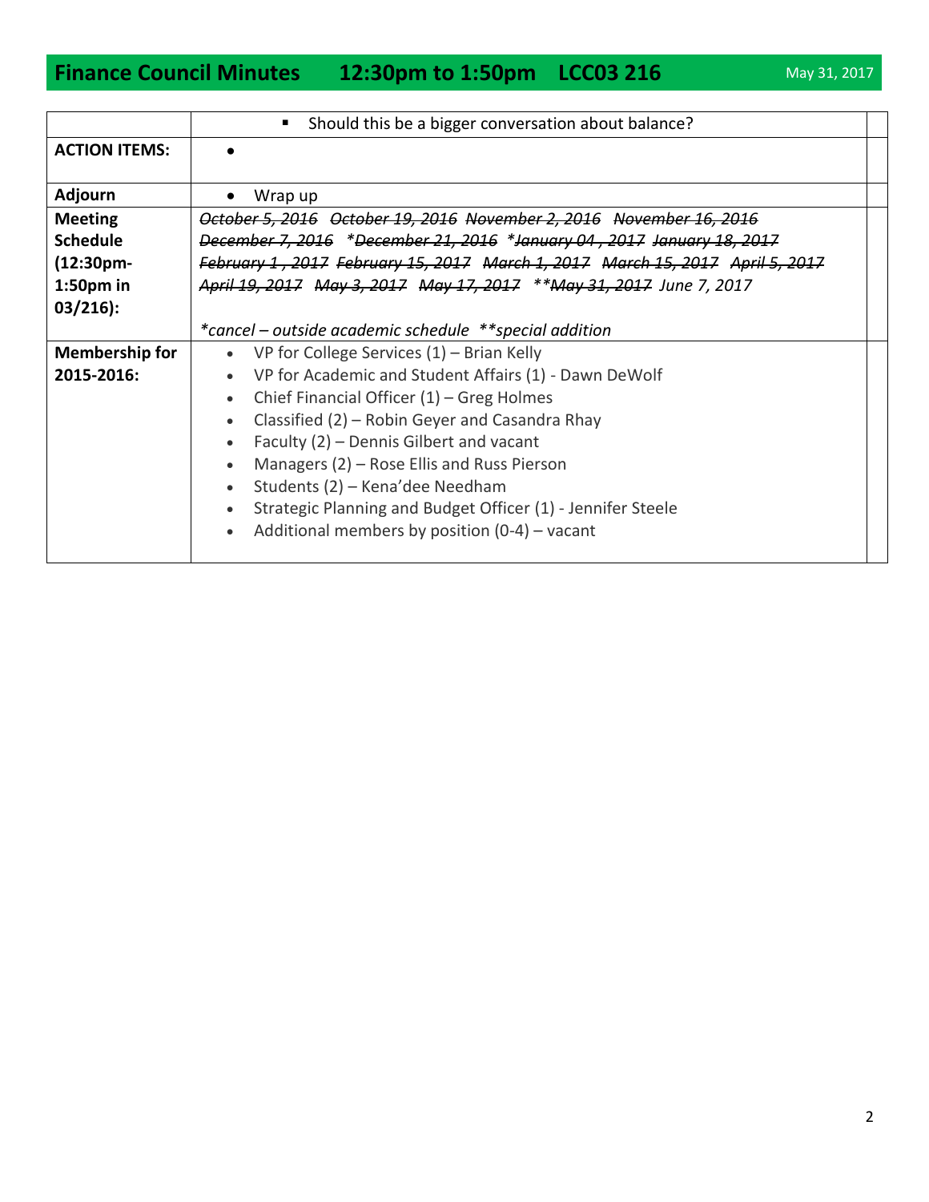# Finance Council Minutes 12:30pm to 1:50pm LCC03 216

May 31, 2017

| | |
|---|---|
| | ▪ Should this be a bigger conversation about balance? |
| **ACTION ITEMS:** | • |
| **Adjourn** | • Wrap up |
| **Meeting Schedule (12:30pm-1:50pm in 03/216):** | *~~October 5, 2016~~ ~~October 19, 2016~~ ~~November 2, 2016~~ ~~November 16, 2016~~ ~~December 7, 2016~~ \*~~December 21, 2016~~ \*~~January 04 , 2017~~ ~~January 18, 2017~~ ~~February 1 , 2017~~ ~~February 15, 2017~~ ~~March 1, 2017~~ ~~March 15, 2017~~ ~~April 5, 2017~~ ~~April 19, 2017~~ ~~May 3, 2017~~ ~~May 17, 2017~~ \*\*~~May 31, 2017~~ June 7, 2017*<br><br>*\*cancel – outside academic schedule \*\*special addition* |
| **Membership for 2015-2016:** | • VP for College Services (1) – Brian Kelly<br>• VP for Academic and Student Affairs (1) - Dawn DeWolf<br>• Chief Financial Officer (1) – Greg Holmes<br>• Classified (2) – Robin Geyer and Casandra Rhay<br>• Faculty (2) – Dennis Gilbert and vacant<br>• Managers (2) – Rose Ellis and Russ Pierson<br>• Students (2) – Kena'dee Needham<br>• Strategic Planning and Budget Officer (1) - Jennifer Steele<br>• Additional members by position (0-4) – vacant |